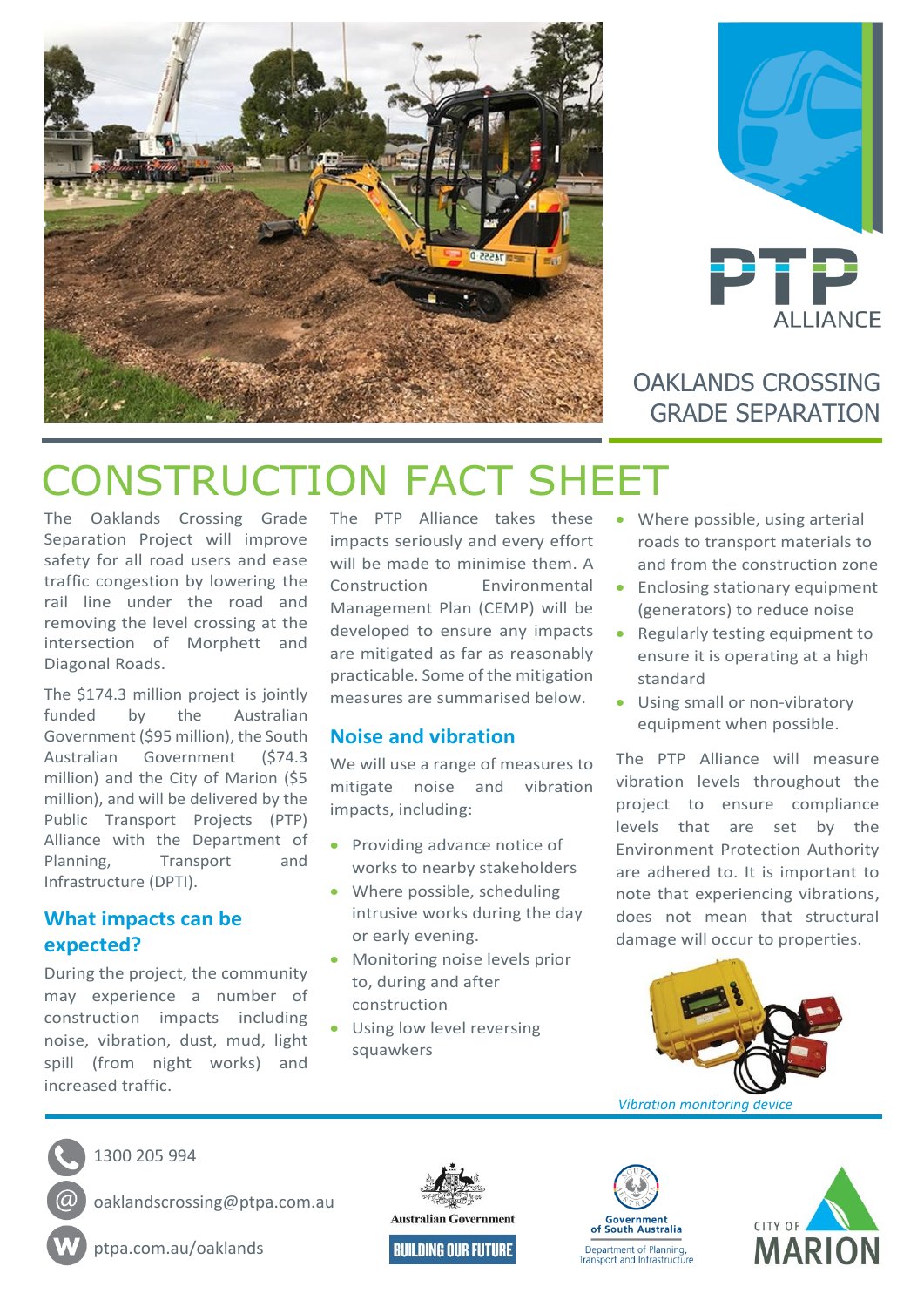OAKLANDS CROSSING GRADE SEPARATION

# CONSTRUCTION FACT SHEET

The Oaklands Crossing Grade Separation Project will improve safety for all road users and ease traffic congestion by lowering the rail line under the road and removing the level crossing at the intersection of Morphett and Diagonal Roads.

The $174.3 million project is jointly funded by the Australian Government ($95 million), the South Australian Government ($74.3 million) and the City of Marion ($5 million), and will be delivered by the Public Transport Projects (PTP) Alliance with the Department of Planning, Transport and Infrastructure (DPTI).

## What impacts can be expected?

During the project, the community may experience a number of construction impacts including noise, vibration, dust, mud, light spill (from night works) and increased traffic.

The PTP Alliance takes these impacts seriously and every effort will be made to minimise them. A Construction Environmental Management Plan (CEMP) will be developed to ensure any impacts are mitigated as far as reasonably practicable. Some of the mitigation measures are summarised below.

## Noise and vibration

We will use a range of measures to mitigate noise and vibration impacts, including:

- Providing advance notice of works to nearby stakeholders
- Where possible, scheduling intrusive works during the day or early evening.
- Monitoring noise levels prior to, during and after construction
- Using low level reversing squawkers
- Where possible, using arterial roads to transport materials to and from the construction zone
- Enclosing stationary equipment (generators) to reduce noise
- Regularly testing equipment to ensure it is operating at a high standard
- Using small or non-vibratory equipment when possible.

The PTP Alliance will measure vibration levels throughout the project to ensure compliance levels that are set by the Environment Protection Authority are adhered to. It is important to note that experiencing vibrations, does not mean that structural damage will occur to properties.

*Vibration monitoring device*

1300 205 994

oaklandscrossing@ptpa.com.au

ptpa.com.au/oaklands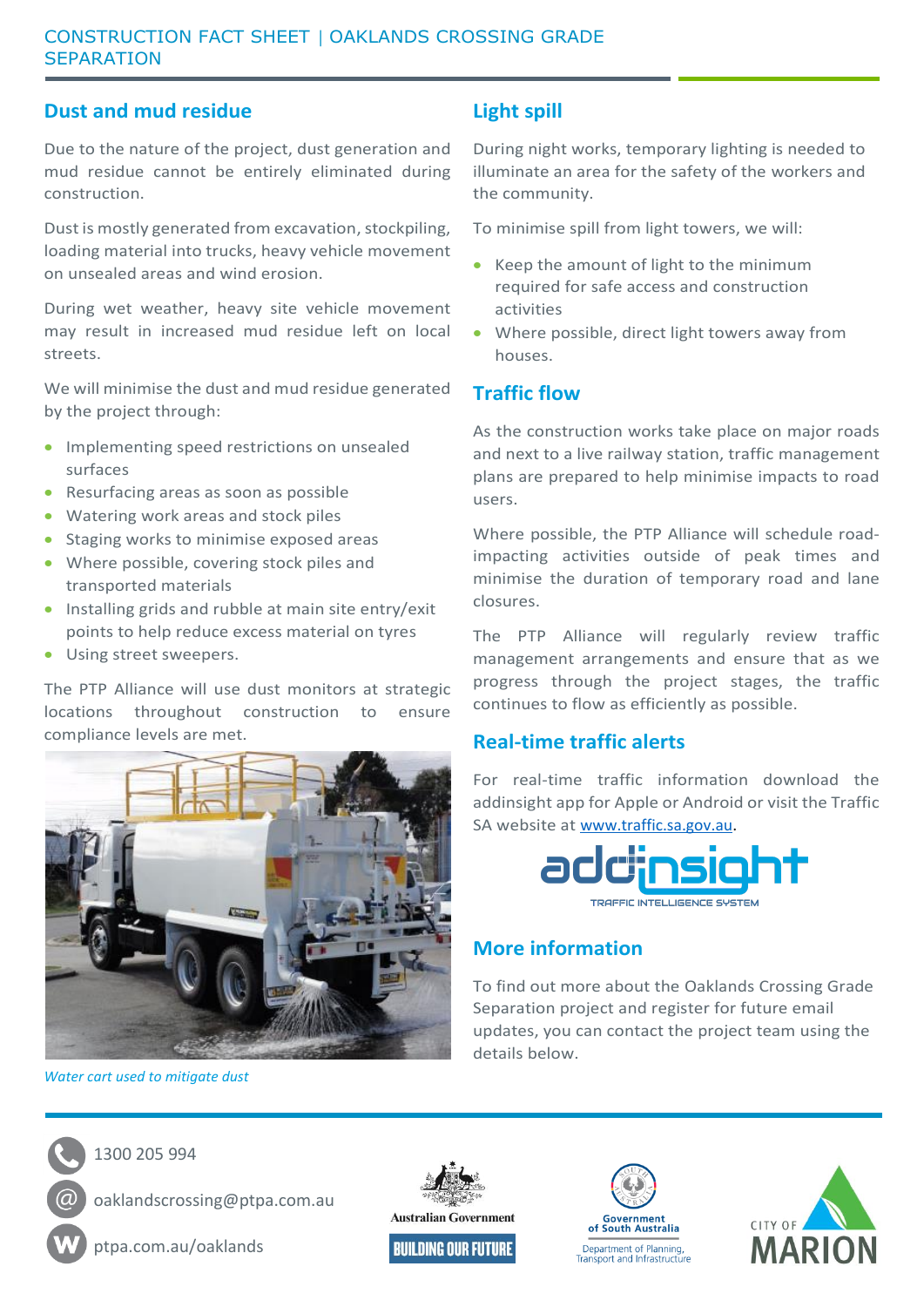## Dust and mud residue

Due to the nature of the project, dust generation and mud residue cannot be entirely eliminated during construction.

Dust is mostly generated from excavation, stockpiling, loading material into trucks, heavy vehicle movement on unsealed areas and wind erosion.

During wet weather, heavy site vehicle movement may result in increased mud residue left on local streets.

We will minimise the dust and mud residue generated by the project through:

- Implementing speed restrictions on unsealed surfaces
- Resurfacing areas as soon as possible
- Watering work areas and stock piles
- Staging works to minimise exposed areas
- Where possible, covering stock piles and transported materials
- Installing grids and rubble at main site entry/exit points to help reduce excess material on tyres
- Using street sweepers.

The PTP Alliance will use dust monitors at strategic locations throughout construction to ensure compliance levels are met.

*Water cart used to mitigate dust*

## Light spill

During night works, temporary lighting is needed to illuminate an area for the safety of the workers and the community.

To minimise spill from light towers, we will:

- Keep the amount of light to the minimum required for safe access and construction activities
- Where possible, direct light towers away from houses.

## Traffic flow

As the construction works take place on major roads and next to a live railway station, traffic management plans are prepared to help minimise impacts to road users.

Where possible, the PTP Alliance will schedule road-impacting activities outside of peak times and minimise the duration of temporary road and lane closures.

The PTP Alliance will regularly review traffic management arrangements and ensure that as we progress through the project stages, the traffic continues to flow as efficiently as possible.

## Real-time traffic alerts

For real-time traffic information download the addinsight app for Apple or Android or visit the Traffic SA website at www.traffic.sa.gov.au.

addinsight
TRAFFIC INTELLIGENCE SYSTEM

## More information

To find out more about the Oaklands Crossing Grade Separation project and register for future email updates, you can contact the project team using the details below.

1300 205 994

oaklandscrossing@ptpa.com.au

ptpa.com.au/oaklands

Australian Government BUILDING OUR FUTURE

Government of South Australia Department of Planning, Transport and Infrastructure

CITY OF MARION